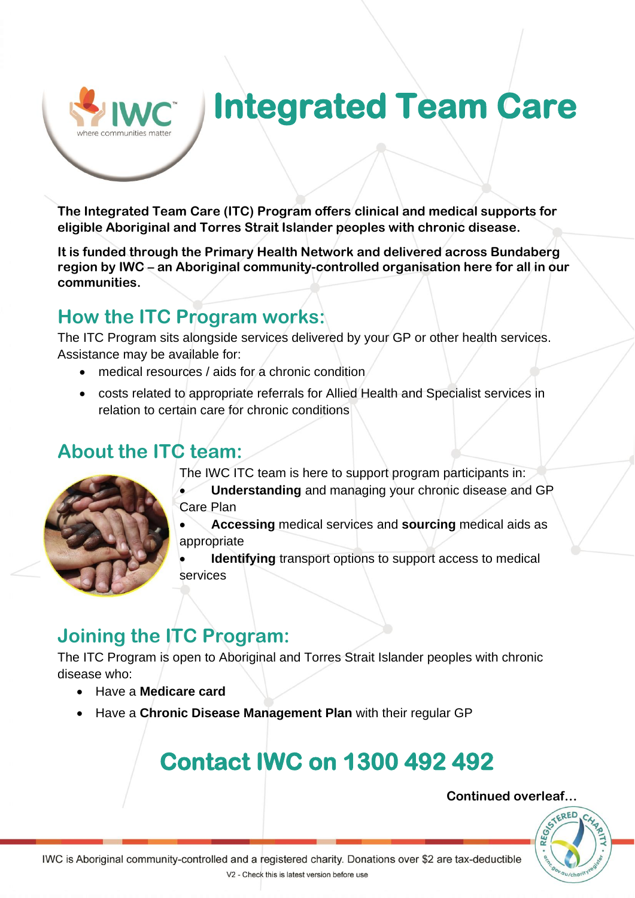# Integrated Team Care

**The Integrated Team Care (ITC) Program offers clinical and medical supports for eligible Aboriginal and Torres Strait Islander peoples with chronic disease.**

**It is funded through the Primary Health Network and delivered across Bundaberg region by IWC – an Aboriginal community-controlled organisation here for all in our communities.**

## How the ITC Program works:

The ITC Program sits alongside services delivered by your GP or other health services. Assistance may be available for:

- medical resources / aids for a chronic condition
- costs related to appropriate referrals for Allied Health and Specialist services in relation to certain care for chronic conditions

## About the ITC team:

The IWC ITC team is here to support program participants in:

- **Understanding** and managing your chronic disease and GP Care Plan
- **Accessing** medical services and **sourcing** medical aids as appropriate
- **Identifying** transport options to support access to medical services

## Joining the ITC Program:

The ITC Program is open to Aboriginal and Torres Strait Islander peoples with chronic disease who:

- Have a **Medicare card**
- Have a **Chronic Disease Management Plan** with their regular GP

## Contact IWC on 1300 492 492

**Continued overleaf…**

IWC is Aboriginal community-controlled and a registered charity. Donations over $2 are tax-deductible

V2 - Check this is latest version before use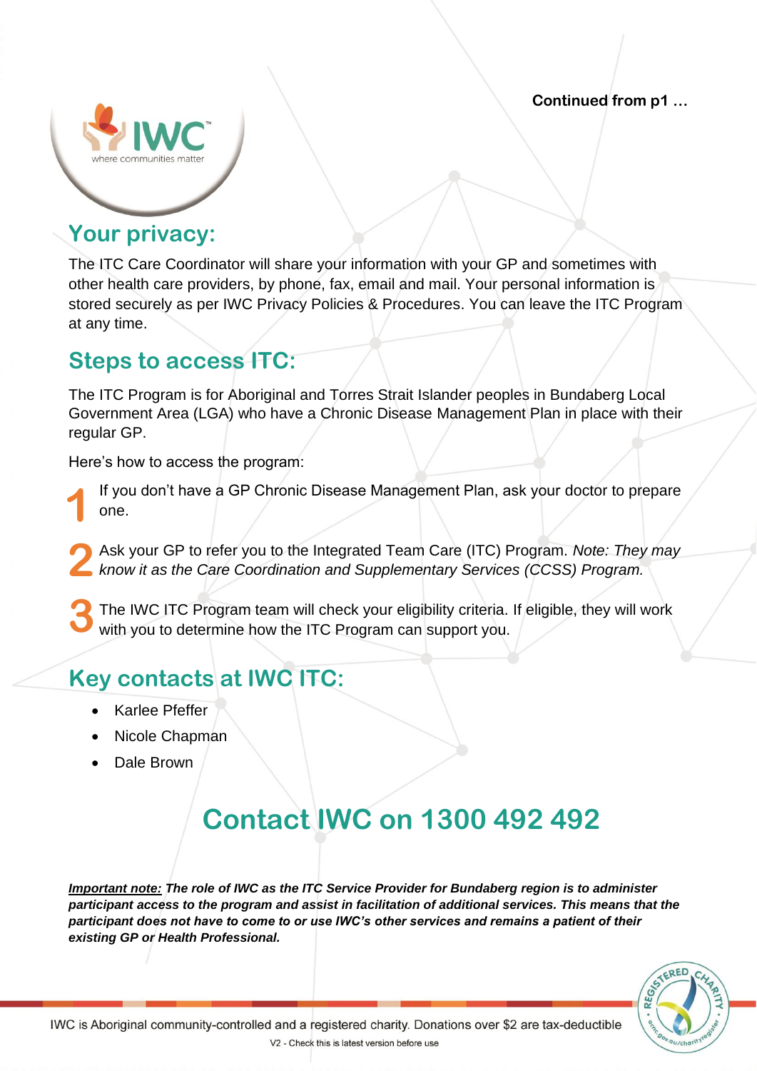Continued from p1 …

## Your privacy:

The ITC Care Coordinator will share your information with your GP and sometimes with other health care providers, by phone, fax, email and mail. Your personal information is stored securely as per IWC Privacy Policies & Procedures. You can leave the ITC Program at any time.

## Steps to access ITC:

The ITC Program is for Aboriginal and Torres Strait Islander peoples in Bundaberg Local Government Area (LGA) who have a Chronic Disease Management Plan in place with their regular GP.

Here's how to access the program:

1. If you don't have a GP Chronic Disease Management Plan, ask your doctor to prepare one.
2. Ask your GP to refer you to the Integrated Team Care (ITC) Program. *Note: They may know it as the Care Coordination and Supplementary Services (CCSS) Program.*
3. The IWC ITC Program team will check your eligibility criteria. If eligible, they will work with you to determine how the ITC Program can support you.

## Key contacts at IWC ITC:

- Karlee Pfeffer
- Nicole Chapman
- Dale Brown

# Contact IWC on 1300 492 492

***Important note:*** ***The role of IWC as the ITC Service Provider for Bundaberg region is to administer participant access to the program and assist in facilitation of additional services. This means that the participant does not have to come to or use IWC's other services and remains a patient of their existing GP or Health Professional.***

IWC is Aboriginal community-controlled and a registered charity. Donations over $2 are tax-deductible

V2 - Check this is latest version before use